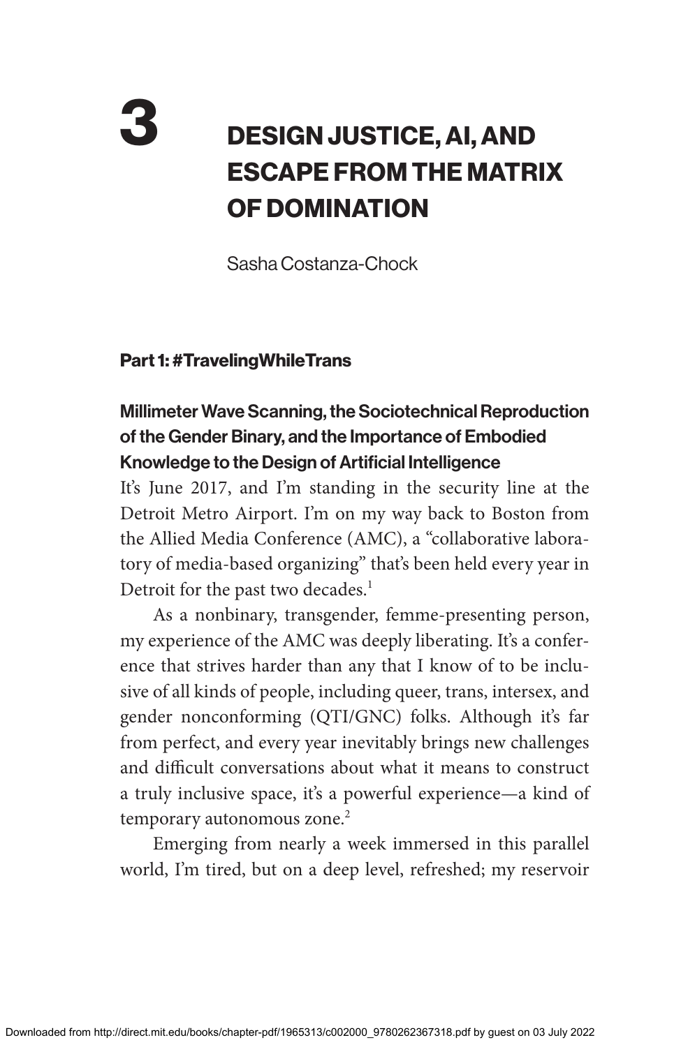# 3 DESIGN JUSTICE, AI, AND ESCAPE FROM THE MATRIX OF DOMINATION

Sasha Costanza-Chock

## Part 1: #TravelingWhileTrans

### Millimeter Wave Scanning, the Sociotechnical Reproduction of the Gender Binary, and the Importance of Embodied Knowledge to the Design of Artificial Intelligence

It's June 2017, and I'm standing in the security line at the Detroit Metro Airport. I'm on my way back to Boston from the Allied Media Conference (AMC), a "collaborative laboratory of media-based organizing" that's been held every year in Detroit for the past two decades.[1]

As a nonbinary, transgender, femme-presenting person, my experience of the AMC was deeply liberating. It's a conference that strives harder than any that I know of to be inclusive of all kinds of people, including queer, trans, intersex, and gender nonconforming (QTI/GNC) folks. Although it's far from perfect, and every year inevitably brings new challenges and difficult conversations about what it means to construct a truly inclusive space, it's a powerful experience—a kind of temporary autonomous zone.[2]

Emerging from nearly a week immersed in this parallel world, I'm tired, but on a deep level, refreshed; my reservoir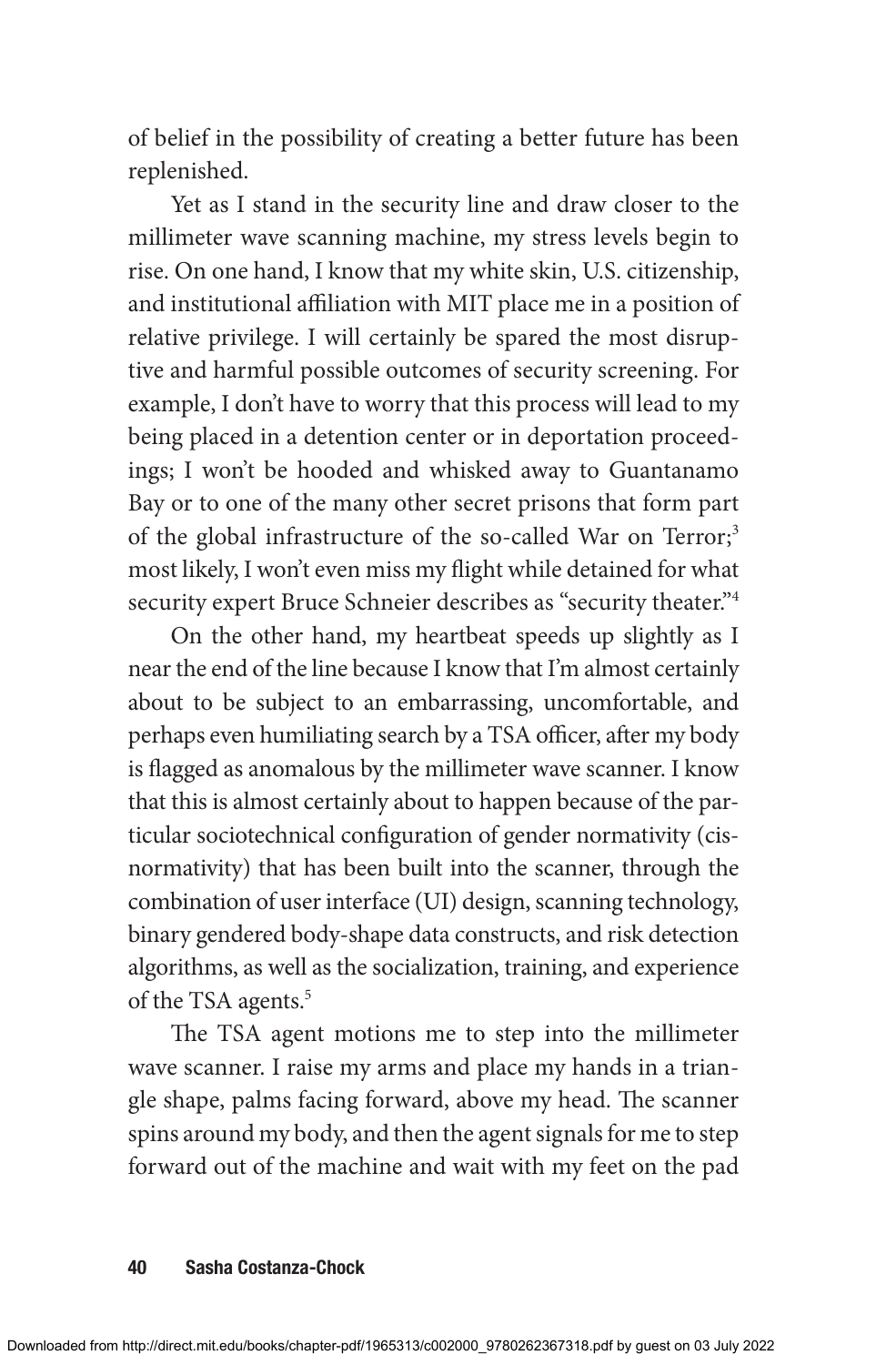of belief in the possibility of creating a better future has been replenished.

Yet as I stand in the security line and draw closer to the millimeter wave scanning machine, my stress levels begin to rise. On one hand, I know that my white skin, U.S. citizenship, and institutional affiliation with MIT place me in a position of relative privilege. I will certainly be spared the most disruptive and harmful possible outcomes of security screening. For example, I don't have to worry that this process will lead to my being placed in a detention center or in deportation proceedings; I won't be hooded and whisked away to Guantanamo Bay or to one of the many other secret prisons that form part of the global infrastructure of the so-called War on Terror;[3] most likely, I won't even miss my flight while detained for what security expert Bruce Schneier describes as "security theater."[4]

On the other hand, my heartbeat speeds up slightly as I near the end of the line because I know that I'm almost certainly about to be subject to an embarrassing, uncomfortable, and perhaps even humiliating search by a TSA officer, after my body is flagged as anomalous by the millimeter wave scanner. I know that this is almost certainly about to happen because of the particular sociotechnical configuration of gender normativity (cisnormativity) that has been built into the scanner, through the combination of user interface (UI) design, scanning technology, binary gendered body-shape data constructs, and risk detection algorithms, as well as the socialization, training, and experience of the TSA agents.[5]

The TSA agent motions me to step into the millimeter wave scanner. I raise my arms and place my hands in a triangle shape, palms facing forward, above my head. The scanner spins around my body, and then the agent signals for me to step forward out of the machine and wait with my feet on the pad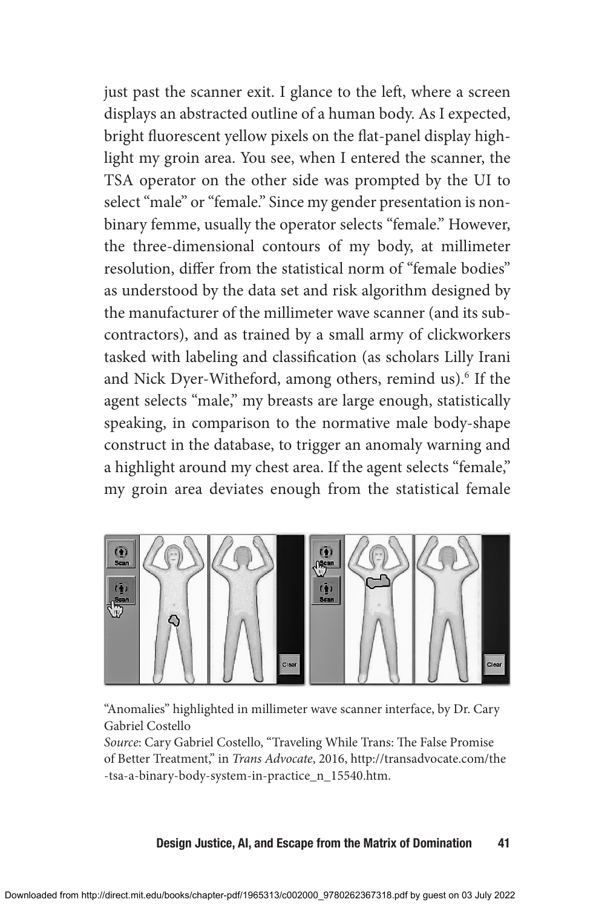just past the scanner exit. I glance to the left, where a screen displays an abstracted outline of a human body. As I expected, bright fluorescent yellow pixels on the flat-panel display highlight my groin area. You see, when I entered the scanner, the TSA operator on the other side was prompted by the UI to select “male” or “female.” Since my gender presentation is nonbinary femme, usually the operator selects “female.” However, the three-dimensional contours of my body, at millimeter resolution, differ from the statistical norm of “female bodies” as understood by the data set and risk algorithm designed by the manufacturer of the millimeter wave scanner (and its subcontractors), and as trained by a small army of clickworkers tasked with labeling and classification (as scholars Lilly Irani and Nick Dyer-Witheford, among others, remind us).[6] If the agent selects “male,” my breasts are large enough, statistically speaking, in comparison to the normative male body-shape construct in the database, to trigger an anomaly warning and a highlight around my chest area. If the agent selects “female,” my groin area deviates enough from the statistical female

“Anomalies” highlighted in millimeter wave scanner interface, by Dr. Cary Gabriel Costello

*Source*: Cary Gabriel Costello, “Traveling While Trans: The False Promise of Better Treatment,” in *Trans Advocate*, 2016, http://transadvocate.com/the-tsa-a-binary-body-system-in-practice_n_15540.htm.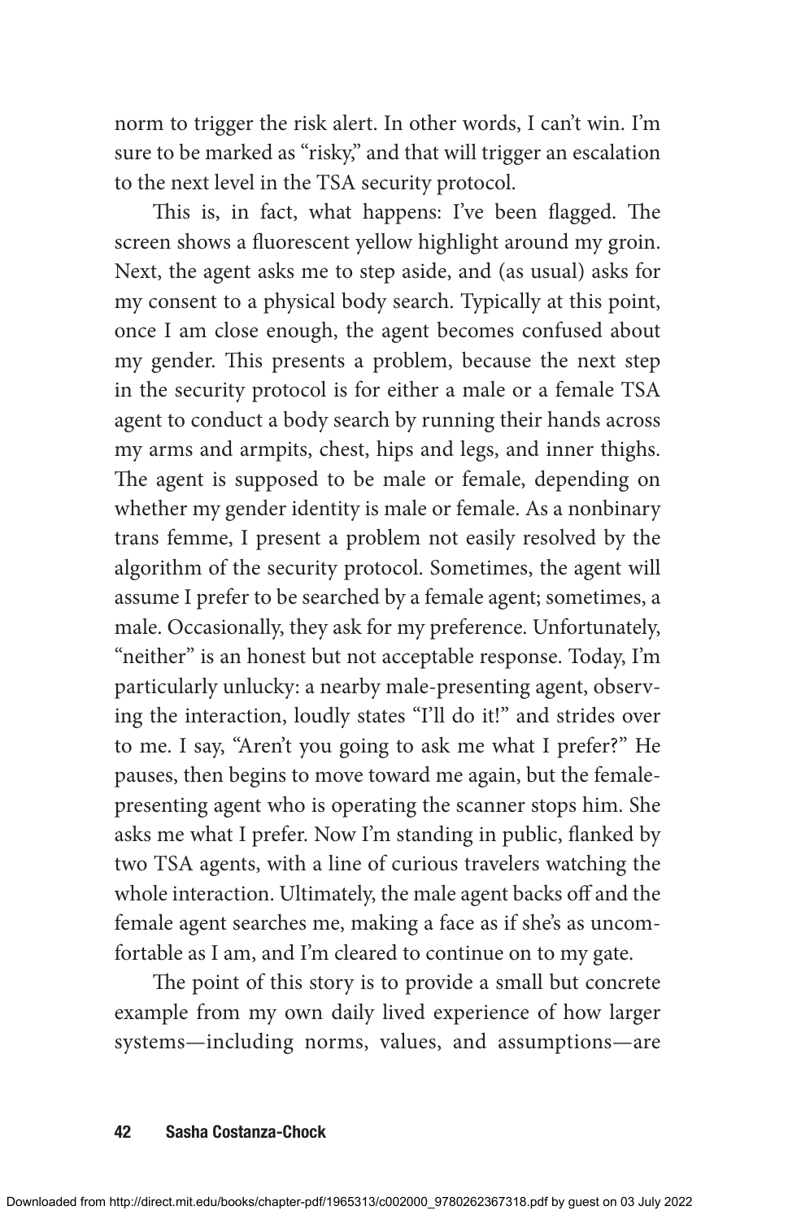norm to trigger the risk alert. In other words, I can't win. I'm sure to be marked as "risky," and that will trigger an escalation to the next level in the TSA security protocol.

This is, in fact, what happens: I've been flagged. The screen shows a fluorescent yellow highlight around my groin. Next, the agent asks me to step aside, and (as usual) asks for my consent to a physical body search. Typically at this point, once I am close enough, the agent becomes confused about my gender. This presents a problem, because the next step in the security protocol is for either a male or a female TSA agent to conduct a body search by running their hands across my arms and armpits, chest, hips and legs, and inner thighs. The agent is supposed to be male or female, depending on whether my gender identity is male or female. As a nonbinary trans femme, I present a problem not easily resolved by the algorithm of the security protocol. Sometimes, the agent will assume I prefer to be searched by a female agent; sometimes, a male. Occasionally, they ask for my preference. Unfortunately, "neither" is an honest but not acceptable response. Today, I'm particularly unlucky: a nearby male-presenting agent, observing the interaction, loudly states "I'll do it!" and strides over to me. I say, "Aren't you going to ask me what I prefer?" He pauses, then begins to move toward me again, but the female-presenting agent who is operating the scanner stops him. She asks me what I prefer. Now I'm standing in public, flanked by two TSA agents, with a line of curious travelers watching the whole interaction. Ultimately, the male agent backs off and the female agent searches me, making a face as if she's as uncomfortable as I am, and I'm cleared to continue on to my gate.

The point of this story is to provide a small but concrete example from my own daily lived experience of how larger systems—including norms, values, and assumptions—are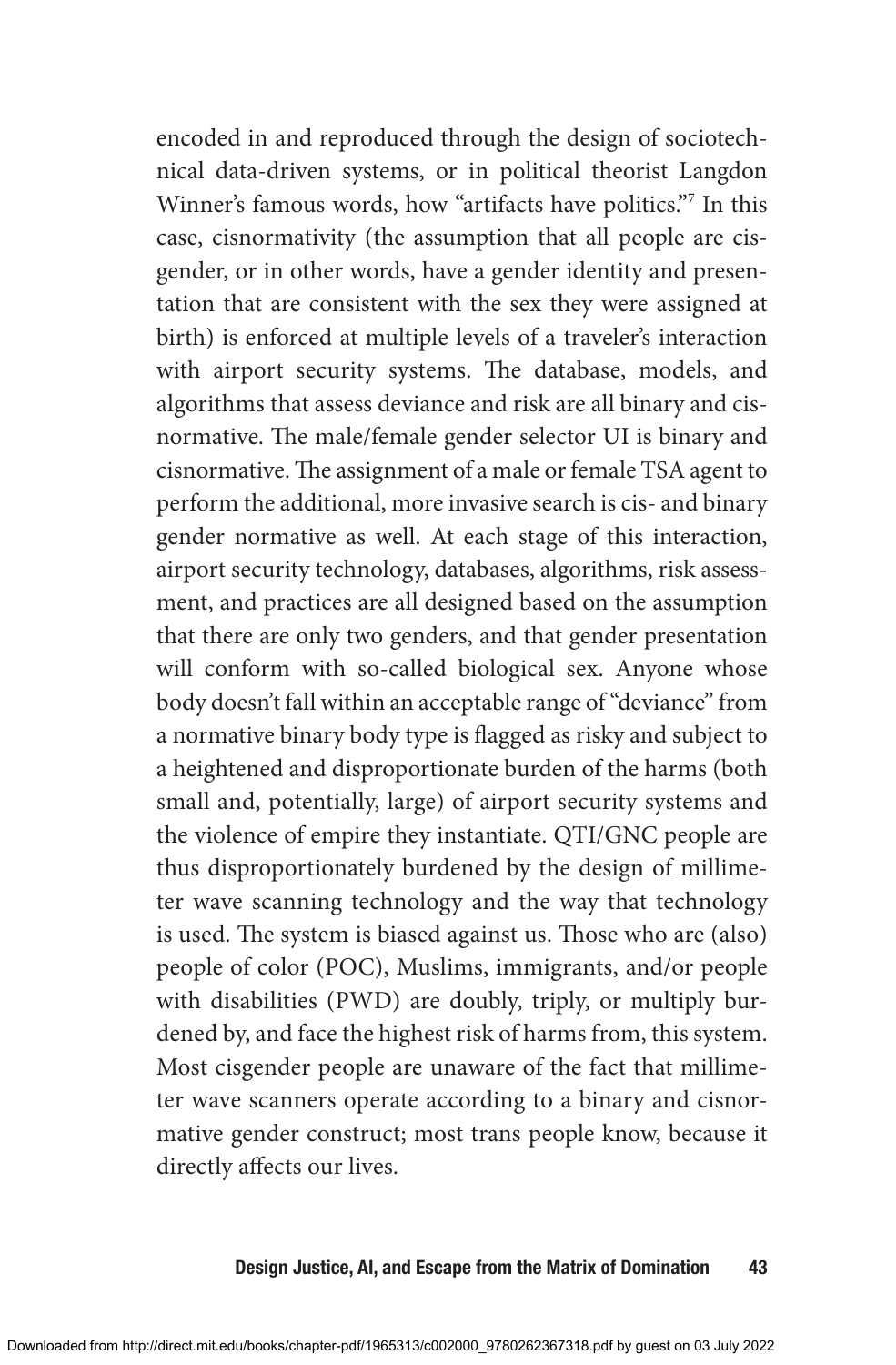encoded in and reproduced through the design of sociotechnical data-driven systems, or in political theorist Langdon Winner's famous words, how "artifacts have politics."[7] In this case, cisnormativity (the assumption that all people are cisgender, or in other words, have a gender identity and presentation that are consistent with the sex they were assigned at birth) is enforced at multiple levels of a traveler's interaction with airport security systems. The database, models, and algorithms that assess deviance and risk are all binary and cisnormative. The male/female gender selector UI is binary and cisnormative. The assignment of a male or female TSA agent to perform the additional, more invasive search is cis- and binary gender normative as well. At each stage of this interaction, airport security technology, databases, algorithms, risk assessment, and practices are all designed based on the assumption that there are only two genders, and that gender presentation will conform with so-called biological sex. Anyone whose body doesn't fall within an acceptable range of "deviance" from a normative binary body type is flagged as risky and subject to a heightened and disproportionate burden of the harms (both small and, potentially, large) of airport security systems and the violence of empire they instantiate. QTI/GNC people are thus disproportionately burdened by the design of millimeter wave scanning technology and the way that technology is used. The system is biased against us. Those who are (also) people of color (POC), Muslims, immigrants, and/or people with disabilities (PWD) are doubly, triply, or multiply burdened by, and face the highest risk of harms from, this system. Most cisgender people are unaware of the fact that millimeter wave scanners operate according to a binary and cisnormative gender construct; most trans people know, because it directly affects our lives.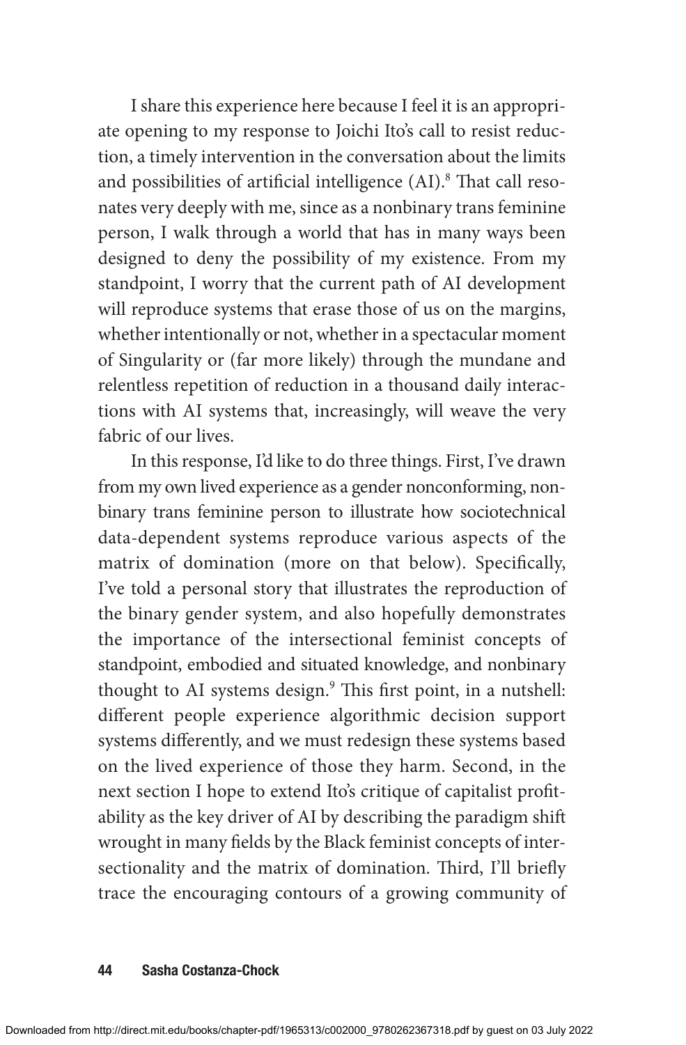I share this experience here because I feel it is an appropriate opening to my response to Joichi Ito's call to resist reduction, a timely intervention in the conversation about the limits and possibilities of artificial intelligence (AI).[8] That call resonates very deeply with me, since as a nonbinary trans feminine person, I walk through a world that has in many ways been designed to deny the possibility of my existence. From my standpoint, I worry that the current path of AI development will reproduce systems that erase those of us on the margins, whether intentionally or not, whether in a spectacular moment of Singularity or (far more likely) through the mundane and relentless repetition of reduction in a thousand daily interactions with AI systems that, increasingly, will weave the very fabric of our lives.

In this response, I'd like to do three things. First, I've drawn from my own lived experience as a gender nonconforming, nonbinary trans feminine person to illustrate how sociotechnical data-dependent systems reproduce various aspects of the matrix of domination (more on that below). Specifically, I've told a personal story that illustrates the reproduction of the binary gender system, and also hopefully demonstrates the importance of the intersectional feminist concepts of standpoint, embodied and situated knowledge, and nonbinary thought to AI systems design.[9] This first point, in a nutshell: different people experience algorithmic decision support systems differently, and we must redesign these systems based on the lived experience of those they harm. Second, in the next section I hope to extend Ito's critique of capitalist profitability as the key driver of AI by describing the paradigm shift wrought in many fields by the Black feminist concepts of intersectionality and the matrix of domination. Third, I'll briefly trace the encouraging contours of a growing community of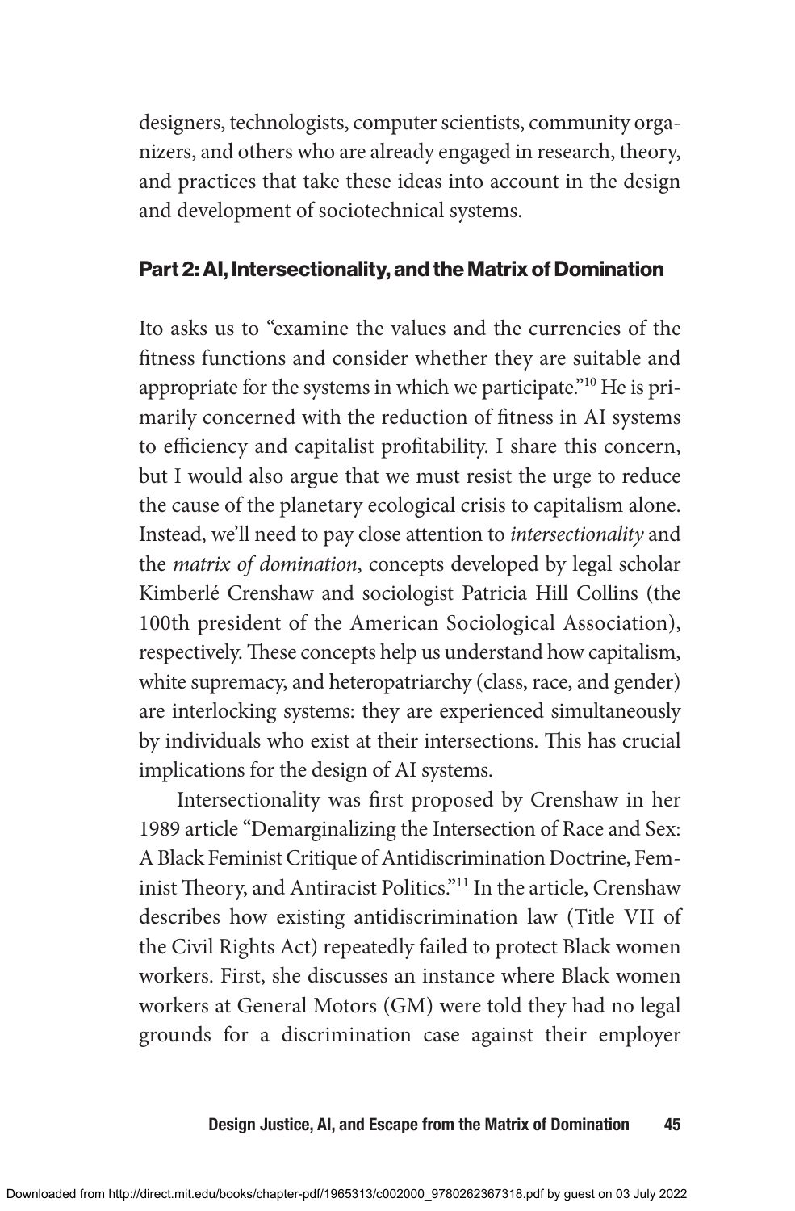designers, technologists, computer scientists, community organizers, and others who are already engaged in research, theory, and practices that take these ideas into account in the design and development of sociotechnical systems.

## Part 2: AI, Intersectionality, and the Matrix of Domination

Ito asks us to "examine the values and the currencies of the fitness functions and consider whether they are suitable and appropriate for the systems in which we participate."[10] He is primarily concerned with the reduction of fitness in AI systems to efficiency and capitalist profitability. I share this concern, but I would also argue that we must resist the urge to reduce the cause of the planetary ecological crisis to capitalism alone. Instead, we'll need to pay close attention to *intersectionality* and the *matrix of domination*, concepts developed by legal scholar Kimberlé Crenshaw and sociologist Patricia Hill Collins (the 100th president of the American Sociological Association), respectively. These concepts help us understand how capitalism, white supremacy, and heteropatriarchy (class, race, and gender) are interlocking systems: they are experienced simultaneously by individuals who exist at their intersections. This has crucial implications for the design of AI systems.

Intersectionality was first proposed by Crenshaw in her 1989 article "Demarginalizing the Intersection of Race and Sex: A Black Feminist Critique of Antidiscrimination Doctrine, Feminist Theory, and Antiracist Politics."[11] In the article, Crenshaw describes how existing antidiscrimination law (Title VII of the Civil Rights Act) repeatedly failed to protect Black women workers. First, she discusses an instance where Black women workers at General Motors (GM) were told they had no legal grounds for a discrimination case against their employer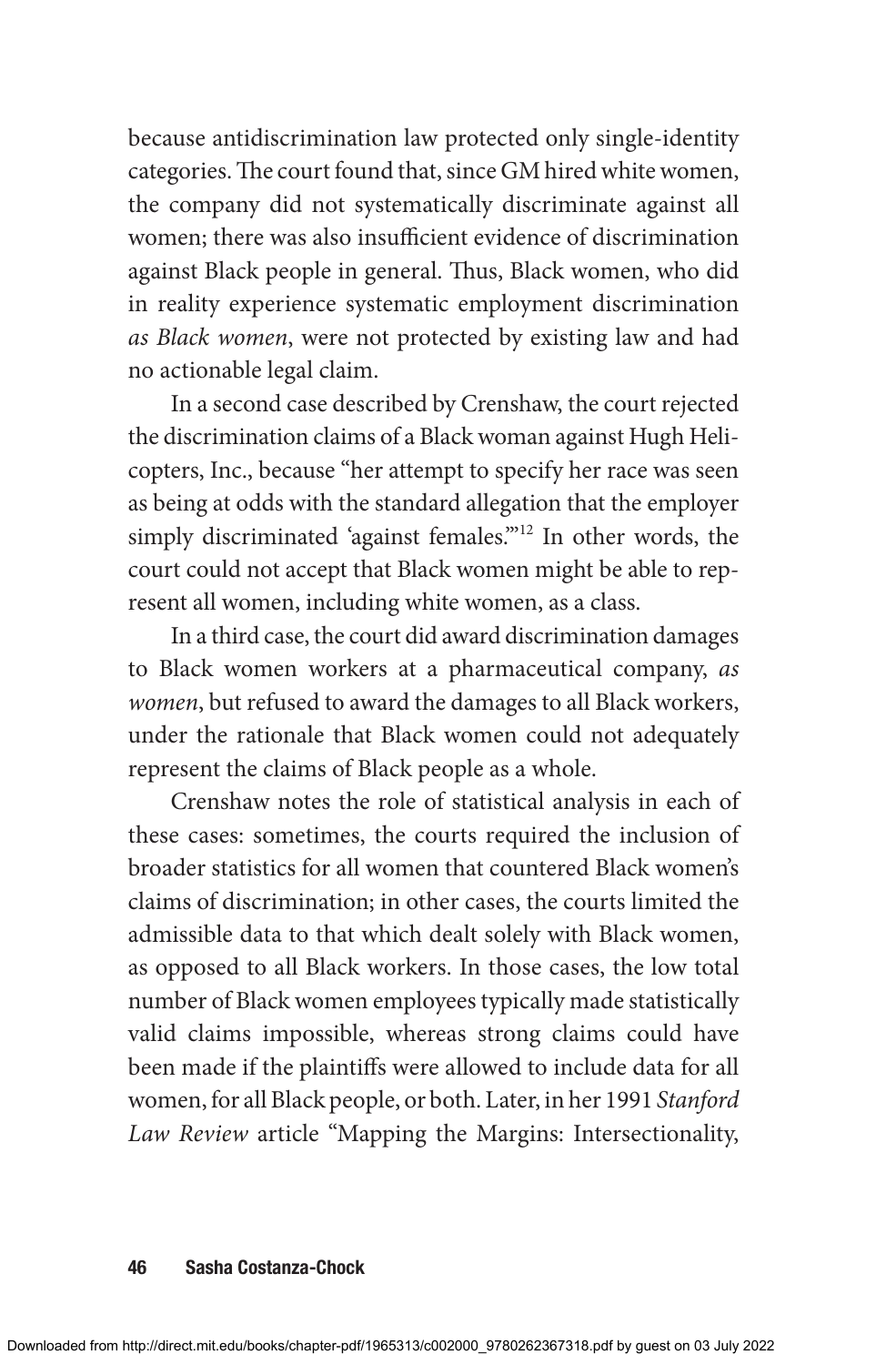because antidiscrimination law protected only single-identity categories. The court found that, since GM hired white women, the company did not systematically discriminate against all women; there was also insufficient evidence of discrimination against Black people in general. Thus, Black women, who did in reality experience systematic employment discrimination *as Black women*, were not protected by existing law and had no actionable legal claim.

In a second case described by Crenshaw, the court rejected the discrimination claims of a Black woman against Hugh Helicopters, Inc., because "her attempt to specify her race was seen as being at odds with the standard allegation that the employer simply discriminated 'against females.'"[12] In other words, the court could not accept that Black women might be able to represent all women, including white women, as a class.

In a third case, the court did award discrimination damages to Black women workers at a pharmaceutical company, *as women*, but refused to award the damages to all Black workers, under the rationale that Black women could not adequately represent the claims of Black people as a whole.

Crenshaw notes the role of statistical analysis in each of these cases: sometimes, the courts required the inclusion of broader statistics for all women that countered Black women's claims of discrimination; in other cases, the courts limited the admissible data to that which dealt solely with Black women, as opposed to all Black workers. In those cases, the low total number of Black women employees typically made statistically valid claims impossible, whereas strong claims could have been made if the plaintiffs were allowed to include data for all women, for all Black people, or both. Later, in her 1991 *Stanford Law Review* article "Mapping the Margins: Intersectionality,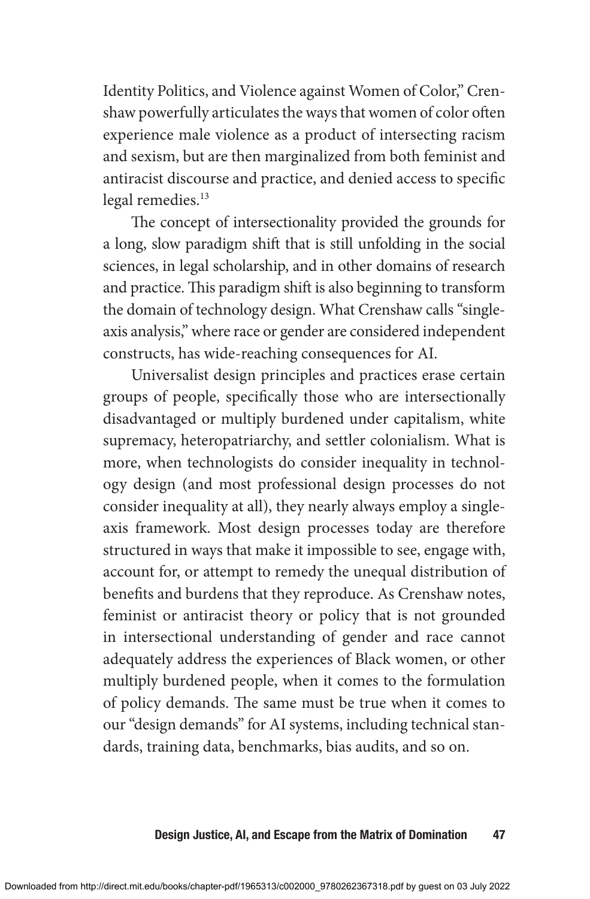Identity Politics, and Violence against Women of Color," Crenshaw powerfully articulates the ways that women of color often experience male violence as a product of intersecting racism and sexism, but are then marginalized from both feminist and antiracist discourse and practice, and denied access to specific legal remedies.[13]

The concept of intersectionality provided the grounds for a long, slow paradigm shift that is still unfolding in the social sciences, in legal scholarship, and in other domains of research and practice. This paradigm shift is also beginning to transform the domain of technology design. What Crenshaw calls "single-axis analysis," where race or gender are considered independent constructs, has wide-reaching consequences for AI.

Universalist design principles and practices erase certain groups of people, specifically those who are intersectionally disadvantaged or multiply burdened under capitalism, white supremacy, heteropatriarchy, and settler colonialism. What is more, when technologists do consider inequality in technology design (and most professional design processes do not consider inequality at all), they nearly always employ a single-axis framework. Most design processes today are therefore structured in ways that make it impossible to see, engage with, account for, or attempt to remedy the unequal distribution of benefits and burdens that they reproduce. As Crenshaw notes, feminist or antiracist theory or policy that is not grounded in intersectional understanding of gender and race cannot adequately address the experiences of Black women, or other multiply burdened people, when it comes to the formulation of policy demands. The same must be true when it comes to our "design demands" for AI systems, including technical standards, training data, benchmarks, bias audits, and so on.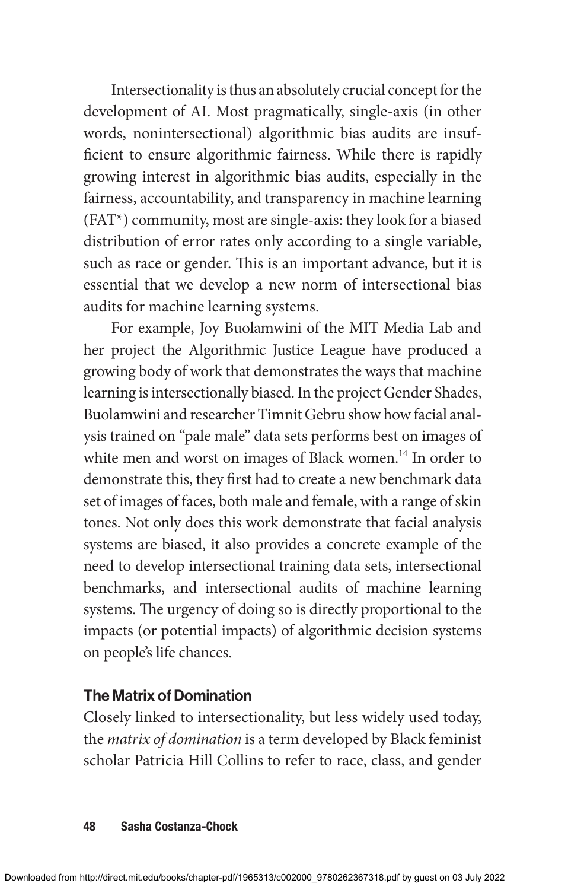Intersectionality is thus an absolutely crucial concept for the development of AI. Most pragmatically, single-axis (in other words, nonintersectional) algorithmic bias audits are insufficient to ensure algorithmic fairness. While there is rapidly growing interest in algorithmic bias audits, especially in the fairness, accountability, and transparency in machine learning (FAT*) community, most are single-axis: they look for a biased distribution of error rates only according to a single variable, such as race or gender. This is an important advance, but it is essential that we develop a new norm of intersectional bias audits for machine learning systems.

For example, Joy Buolamwini of the MIT Media Lab and her project the Algorithmic Justice League have produced a growing body of work that demonstrates the ways that machine learning is intersectionally biased. In the project Gender Shades, Buolamwini and researcher Timnit Gebru show how facial analysis trained on "pale male" data sets performs best on images of white men and worst on images of Black women.[14] In order to demonstrate this, they first had to create a new benchmark data set of images of faces, both male and female, with a range of skin tones. Not only does this work demonstrate that facial analysis systems are biased, it also provides a concrete example of the need to develop intersectional training data sets, intersectional benchmarks, and intersectional audits of machine learning systems. The urgency of doing so is directly proportional to the impacts (or potential impacts) of algorithmic decision systems on people's life chances.

### The Matrix of Domination

Closely linked to intersectionality, but less widely used today, the *matrix of domination* is a term developed by Black feminist scholar Patricia Hill Collins to refer to race, class, and gender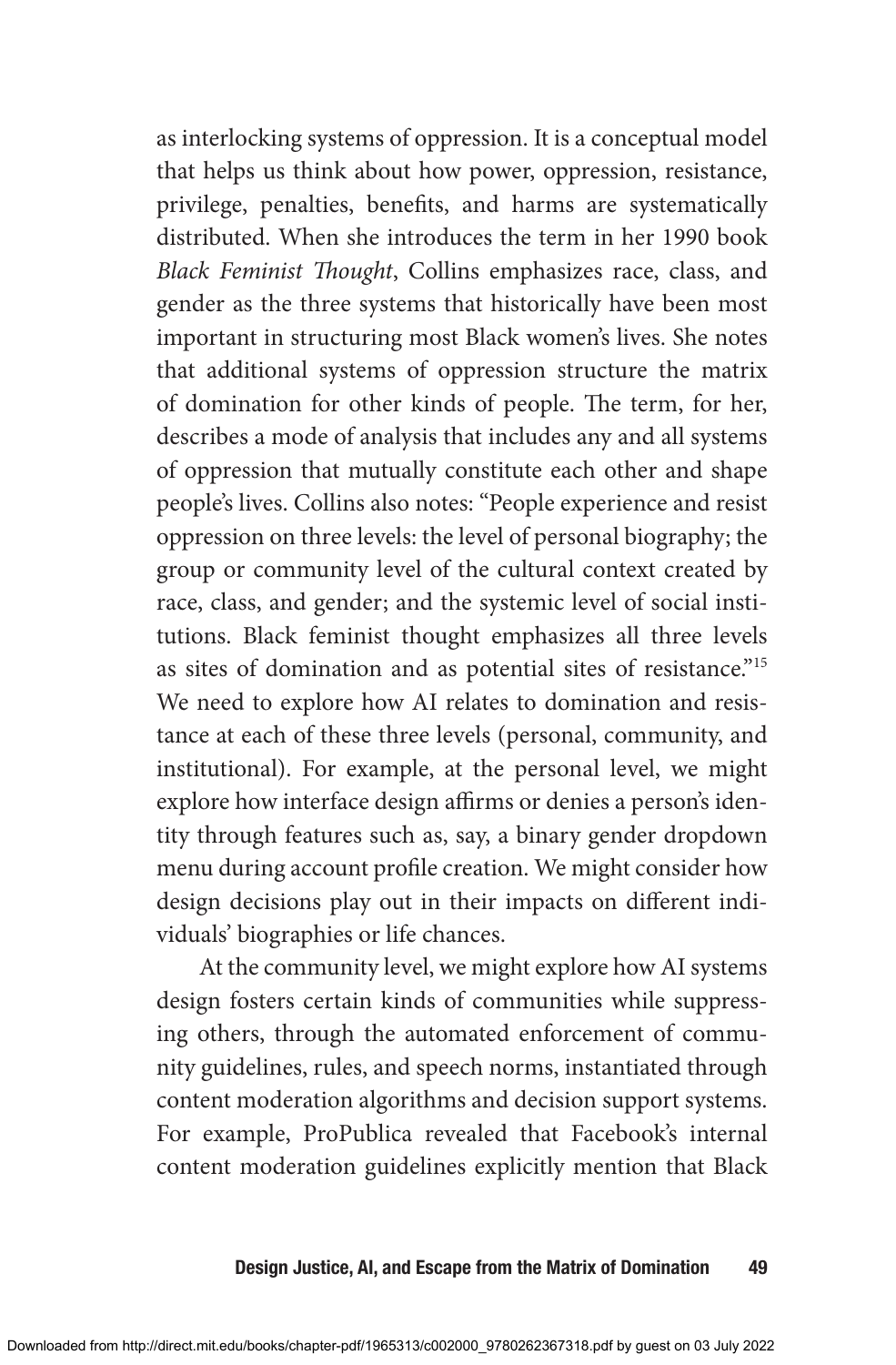as interlocking systems of oppression. It is a conceptual model that helps us think about how power, oppression, resistance, privilege, penalties, benefits, and harms are systematically distributed. When she introduces the term in her 1990 book *Black Feminist Thought*, Collins emphasizes race, class, and gender as the three systems that historically have been most important in structuring most Black women's lives. She notes that additional systems of oppression structure the matrix of domination for other kinds of people. The term, for her, describes a mode of analysis that includes any and all systems of oppression that mutually constitute each other and shape people's lives. Collins also notes: "People experience and resist oppression on three levels: the level of personal biography; the group or community level of the cultural context created by race, class, and gender; and the systemic level of social institutions. Black feminist thought emphasizes all three levels as sites of domination and as potential sites of resistance."[15] We need to explore how AI relates to domination and resistance at each of these three levels (personal, community, and institutional). For example, at the personal level, we might explore how interface design affirms or denies a person's identity through features such as, say, a binary gender dropdown menu during account profile creation. We might consider how design decisions play out in their impacts on different individuals' biographies or life chances.

At the community level, we might explore how AI systems design fosters certain kinds of communities while suppressing others, through the automated enforcement of community guidelines, rules, and speech norms, instantiated through content moderation algorithms and decision support systems. For example, ProPublica revealed that Facebook's internal content moderation guidelines explicitly mention that Black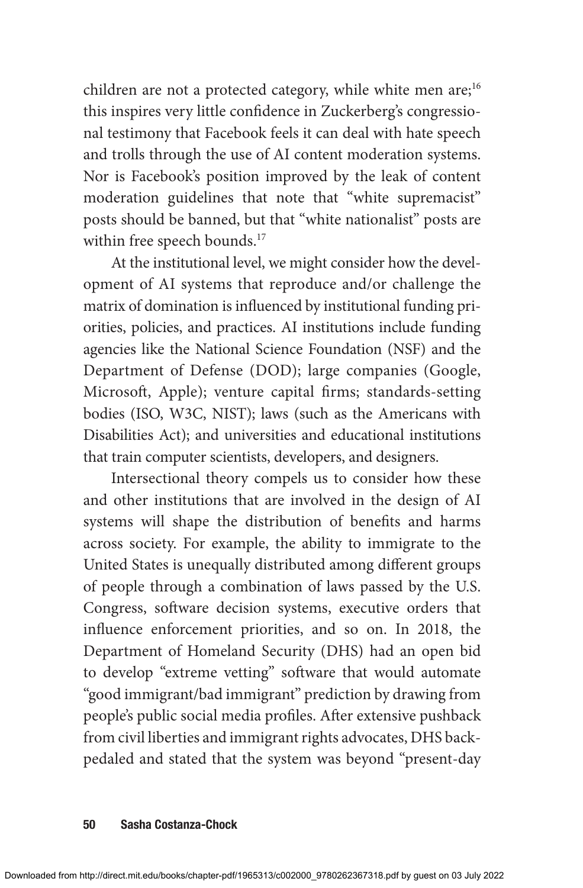children are not a protected category, while white men are;[16] this inspires very little confidence in Zuckerberg's congressional testimony that Facebook feels it can deal with hate speech and trolls through the use of AI content moderation systems. Nor is Facebook's position improved by the leak of content moderation guidelines that note that "white supremacist" posts should be banned, but that "white nationalist" posts are within free speech bounds.[17]

At the institutional level, we might consider how the development of AI systems that reproduce and/or challenge the matrix of domination is influenced by institutional funding priorities, policies, and practices. AI institutions include funding agencies like the National Science Foundation (NSF) and the Department of Defense (DOD); large companies (Google, Microsoft, Apple); venture capital firms; standards-setting bodies (ISO, W3C, NIST); laws (such as the Americans with Disabilities Act); and universities and educational institutions that train computer scientists, developers, and designers.

Intersectional theory compels us to consider how these and other institutions that are involved in the design of AI systems will shape the distribution of benefits and harms across society. For example, the ability to immigrate to the United States is unequally distributed among different groups of people through a combination of laws passed by the U.S. Congress, software decision systems, executive orders that influence enforcement priorities, and so on. In 2018, the Department of Homeland Security (DHS) had an open bid to develop "extreme vetting" software that would automate "good immigrant/bad immigrant" prediction by drawing from people's public social media profiles. After extensive pushback from civil liberties and immigrant rights advocates, DHS backpedaled and stated that the system was beyond "present-day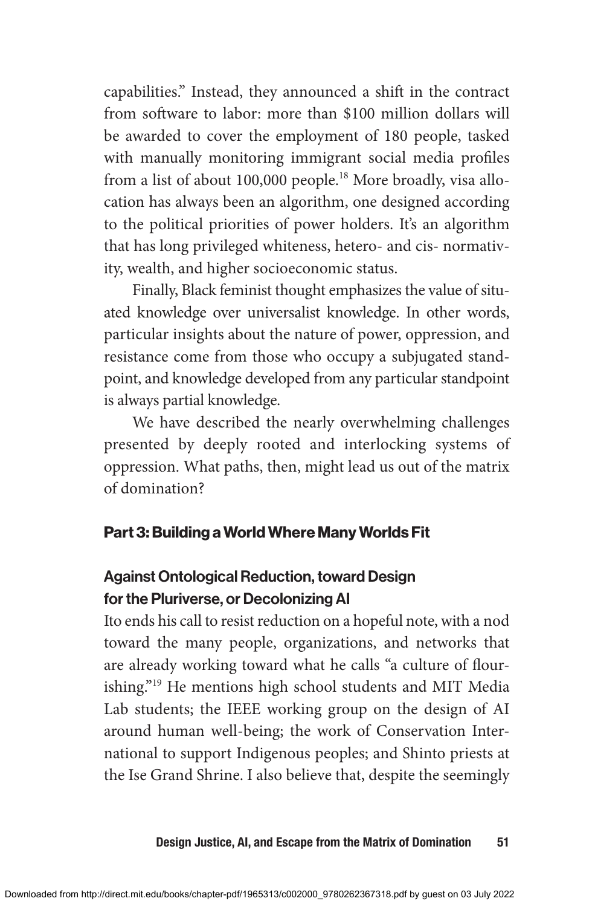capabilities." Instead, they announced a shift in the contract from software to labor: more than $100 million dollars will be awarded to cover the employment of 180 people, tasked with manually monitoring immigrant social media profiles from a list of about 100,000 people.[18] More broadly, visa allocation has always been an algorithm, one designed according to the political priorities of power holders. It's an algorithm that has long privileged whiteness, hetero- and cis- normativity, wealth, and higher socioeconomic status.

Finally, Black feminist thought emphasizes the value of situated knowledge over universalist knowledge. In other words, particular insights about the nature of power, oppression, and resistance come from those who occupy a subjugated standpoint, and knowledge developed from any particular standpoint is always partial knowledge.

We have described the nearly overwhelming challenges presented by deeply rooted and interlocking systems of oppression. What paths, then, might lead us out of the matrix of domination?

## Part 3: Building a World Where Many Worlds Fit

### Against Ontological Reduction, toward Design for the Pluriverse, or Decolonizing AI

Ito ends his call to resist reduction on a hopeful note, with a nod toward the many people, organizations, and networks that are already working toward what he calls "a culture of flourishing."[19] He mentions high school students and MIT Media Lab students; the IEEE working group on the design of AI around human well-being; the work of Conservation International to support Indigenous peoples; and Shinto priests at the Ise Grand Shrine. I also believe that, despite the seemingly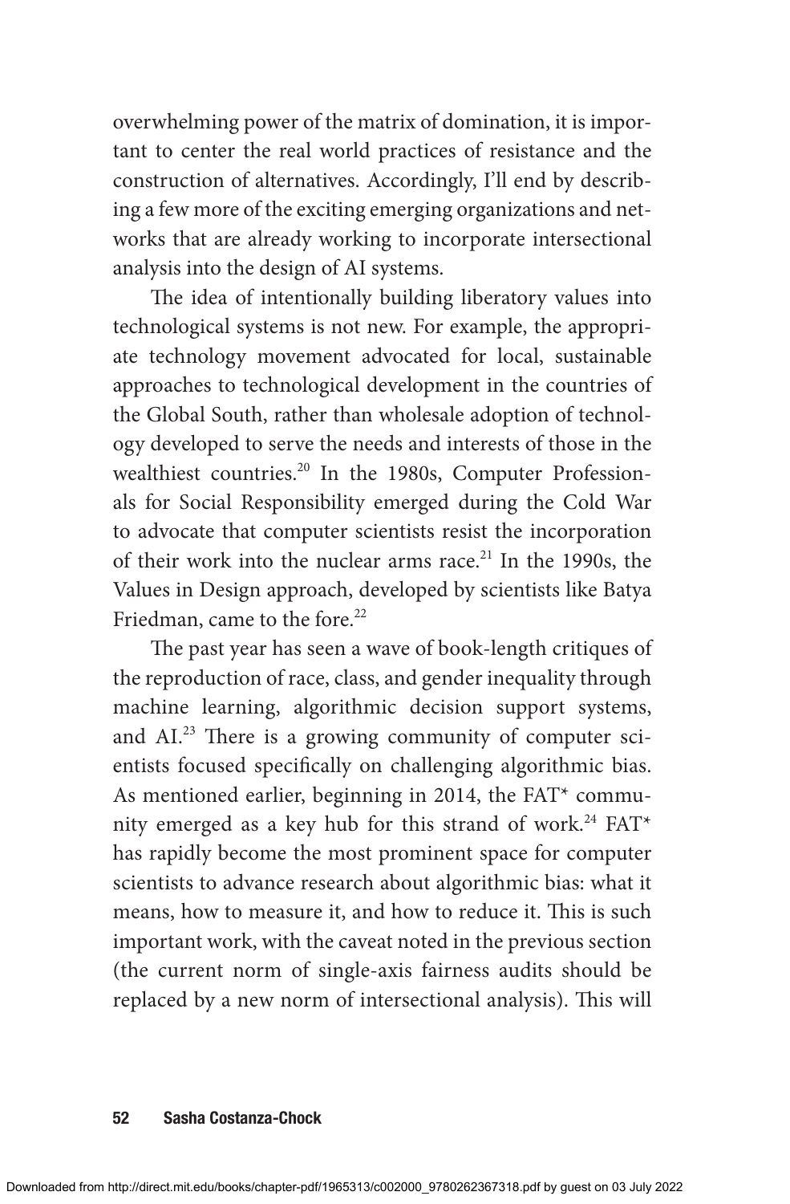overwhelming power of the matrix of domination, it is important to center the real world practices of resistance and the construction of alternatives. Accordingly, I'll end by describing a few more of the exciting emerging organizations and networks that are already working to incorporate intersectional analysis into the design of AI systems.

The idea of intentionally building liberatory values into technological systems is not new. For example, the appropriate technology movement advocated for local, sustainable approaches to technological development in the countries of the Global South, rather than wholesale adoption of technology developed to serve the needs and interests of those in the wealthiest countries.[20] In the 1980s, Computer Professionals for Social Responsibility emerged during the Cold War to advocate that computer scientists resist the incorporation of their work into the nuclear arms race.[21] In the 1990s, the Values in Design approach, developed by scientists like Batya Friedman, came to the fore.[22]

The past year has seen a wave of book-length critiques of the reproduction of race, class, and gender inequality through machine learning, algorithmic decision support systems, and AI.[23] There is a growing community of computer scientists focused specifically on challenging algorithmic bias. As mentioned earlier, beginning in 2014, the FAT* community emerged as a key hub for this strand of work.[24] FAT* has rapidly become the most prominent space for computer scientists to advance research about algorithmic bias: what it means, how to measure it, and how to reduce it. This is such important work, with the caveat noted in the previous section (the current norm of single-axis fairness audits should be replaced by a new norm of intersectional analysis). This will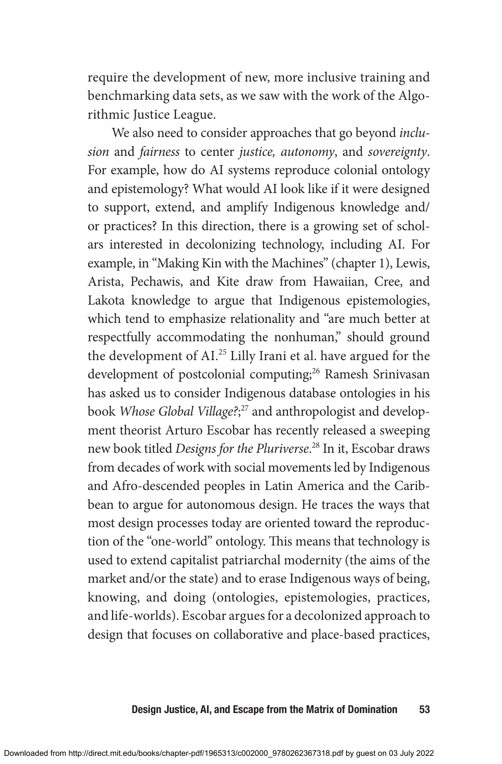require the development of new, more inclusive training and benchmarking data sets, as we saw with the work of the Algorithmic Justice League.

We also need to consider approaches that go beyond *inclusion* and *fairness* to center *justice, autonomy*, and *sovereignty*. For example, how do AI systems reproduce colonial ontology and epistemology? What would AI look like if it were designed to support, extend, and amplify Indigenous knowledge and/or practices? In this direction, there is a growing set of scholars interested in decolonizing technology, including AI. For example, in "Making Kin with the Machines" (chapter 1), Lewis, Arista, Pechawis, and Kite draw from Hawaiian, Cree, and Lakota knowledge to argue that Indigenous epistemologies, which tend to emphasize relationality and "are much better at respectfully accommodating the nonhuman," should ground the development of AI.[25] Lilly Irani et al. have argued for the development of postcolonial computing;[26] Ramesh Srinivasan has asked us to consider Indigenous database ontologies in his book *Whose Global Village?*;[27] and anthropologist and development theorist Arturo Escobar has recently released a sweeping new book titled *Designs for the Pluriverse*.[28] In it, Escobar draws from decades of work with social movements led by Indigenous and Afro-descended peoples in Latin America and the Caribbean to argue for autonomous design. He traces the ways that most design processes today are oriented toward the reproduction of the "one-world" ontology. This means that technology is used to extend capitalist patriarchal modernity (the aims of the market and/or the state) and to erase Indigenous ways of being, knowing, and doing (ontologies, epistemologies, practices, and life-worlds). Escobar argues for a decolonized approach to design that focuses on collaborative and place-based practices,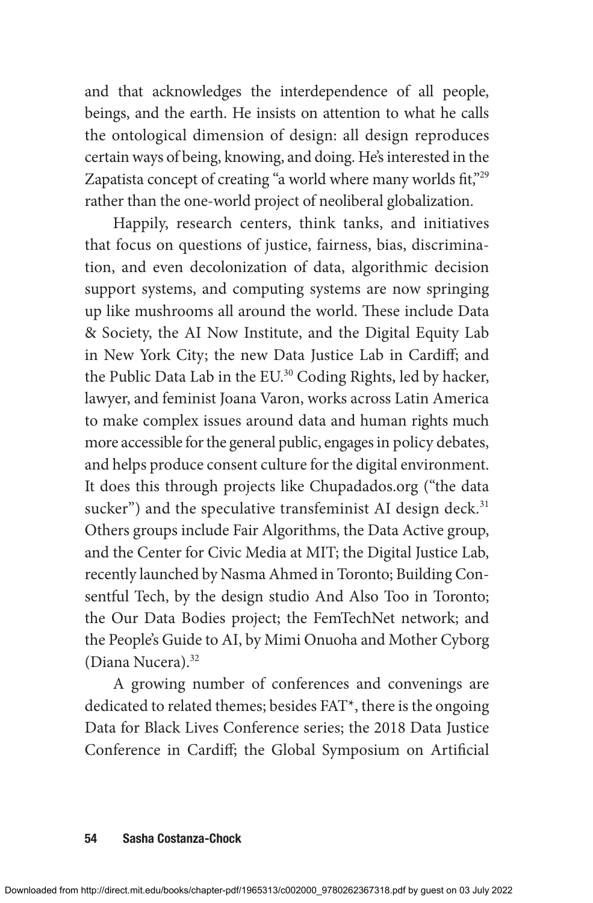and that acknowledges the interdependence of all people, beings, and the earth. He insists on attention to what he calls the ontological dimension of design: all design reproduces certain ways of being, knowing, and doing. He's interested in the Zapatista concept of creating "a world where many worlds fit,"[29] rather than the one-world project of neoliberal globalization.

Happily, research centers, think tanks, and initiatives that focus on questions of justice, fairness, bias, discrimination, and even decolonization of data, algorithmic decision support systems, and computing systems are now springing up like mushrooms all around the world. These include Data & Society, the AI Now Institute, and the Digital Equity Lab in New York City; the new Data Justice Lab in Cardiff; and the Public Data Lab in the EU.[30] Coding Rights, led by hacker, lawyer, and feminist Joana Varon, works across Latin America to make complex issues around data and human rights much more accessible for the general public, engages in policy debates, and helps produce consent culture for the digital environment. It does this through projects like Chupadados.org ("the data sucker") and the speculative transfeminist AI design deck.[31] Others groups include Fair Algorithms, the Data Active group, and the Center for Civic Media at MIT; the Digital Justice Lab, recently launched by Nasma Ahmed in Toronto; Building Consentful Tech, by the design studio And Also Too in Toronto; the Our Data Bodies project; the FemTechNet network; and the People's Guide to AI, by Mimi Onuoha and Mother Cyborg (Diana Nucera).[32]

A growing number of conferences and convenings are dedicated to related themes; besides FAT*, there is the ongoing Data for Black Lives Conference series; the 2018 Data Justice Conference in Cardiff; the Global Symposium on Artificial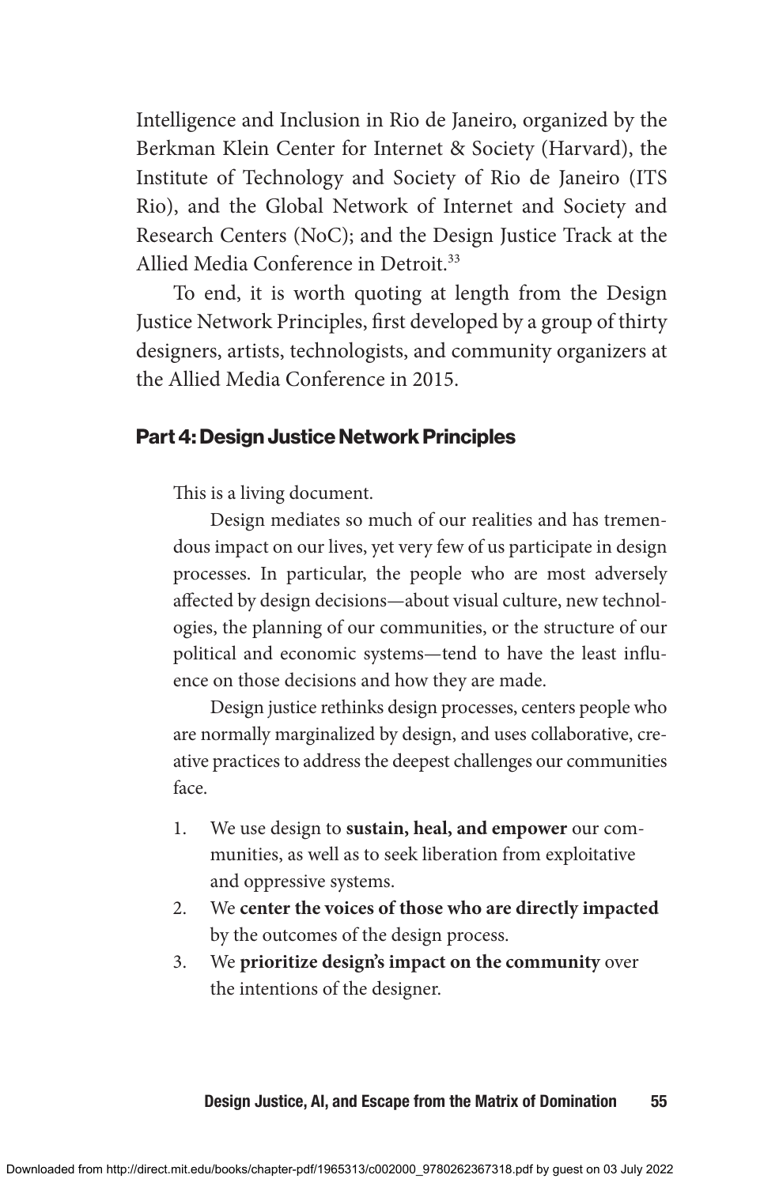Intelligence and Inclusion in Rio de Janeiro, organized by the Berkman Klein Center for Internet & Society (Harvard), the Institute of Technology and Society of Rio de Janeiro (ITS Rio), and the Global Network of Internet and Society and Research Centers (NoC); and the Design Justice Track at the Allied Media Conference in Detroit.[33]

To end, it is worth quoting at length from the Design Justice Network Principles, first developed by a group of thirty designers, artists, technologists, and community organizers at the Allied Media Conference in 2015.

## Part 4: Design Justice Network Principles

> This is a living document.
>
> Design mediates so much of our realities and has tremendous impact on our lives, yet very few of us participate in design processes. In particular, the people who are most adversely affected by design decisions—about visual culture, new technologies, the planning of our communities, or the structure of our political and economic systems—tend to have the least influence on those decisions and how they are made.
>
> Design justice rethinks design processes, centers people who are normally marginalized by design, and uses collaborative, creative practices to address the deepest challenges our communities face.
>
> 1. We use design to **sustain, heal, and empower** our communities, as well as to seek liberation from exploitative and oppressive systems.
> 2. We **center the voices of those who are directly impacted** by the outcomes of the design process.
> 3. We **prioritize design's impact on the community** over the intentions of the designer.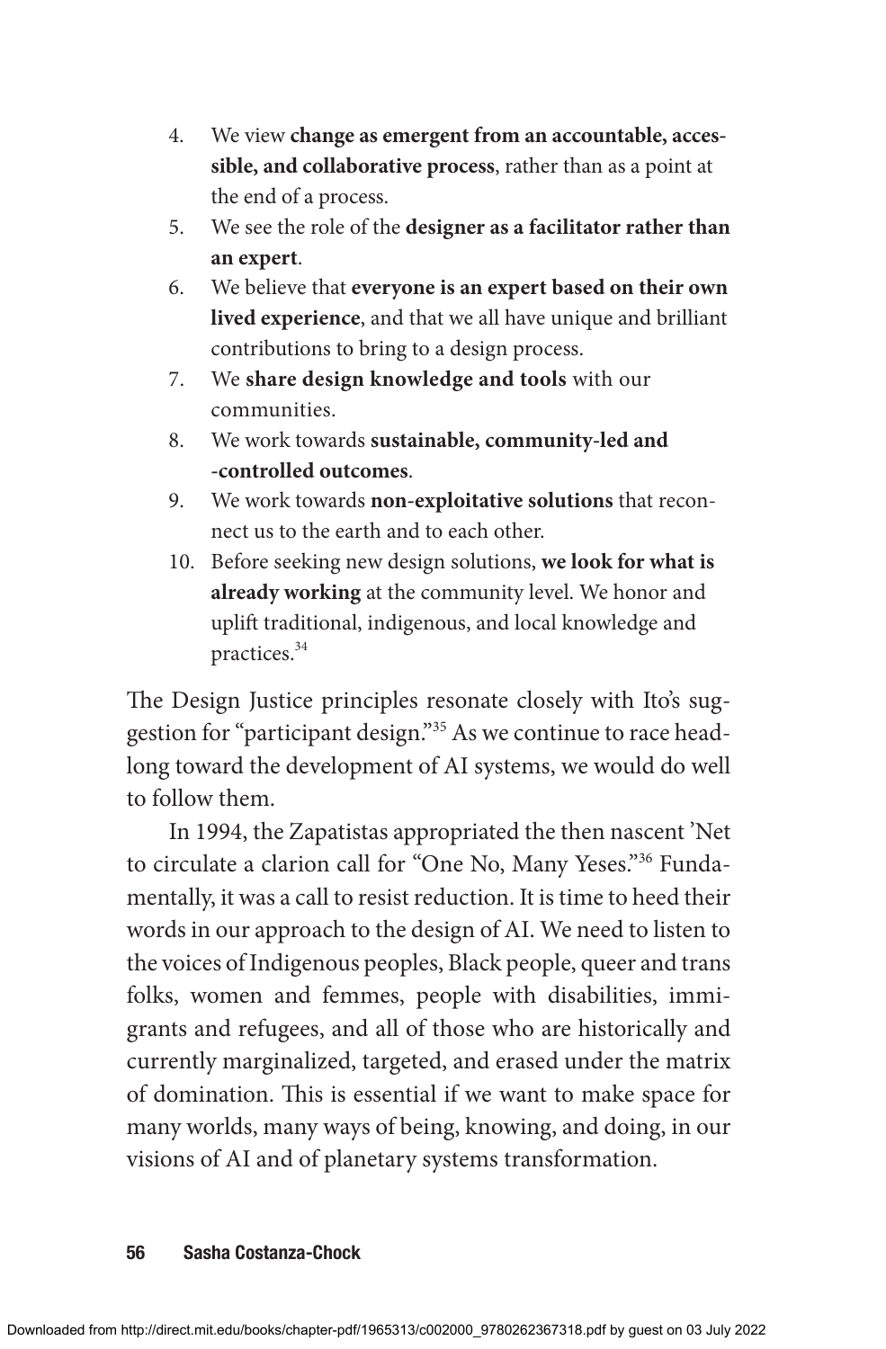4. We view **change as emergent from an accountable, accessible, and collaborative process**, rather than as a point at the end of a process.
5. We see the role of the **designer as a facilitator rather than an expert**.
6. We believe that **everyone is an expert based on their own lived experience**, and that we all have unique and brilliant contributions to bring to a design process.
7. We **share design knowledge and tools** with our communities.
8. We work towards **sustainable, community-led and -controlled outcomes**.
9. We work towards **non-exploitative solutions** that reconnect us to the earth and to each other.
10. Before seeking new design solutions, **we look for what is already working** at the community level. We honor and uplift traditional, indigenous, and local knowledge and practices.[34]

The Design Justice principles resonate closely with Ito's suggestion for "participant design."[35] As we continue to race headlong toward the development of AI systems, we would do well to follow them.

In 1994, the Zapatistas appropriated the then nascent 'Net to circulate a clarion call for "One No, Many Yeses."[36] Fundamentally, it was a call to resist reduction. It is time to heed their words in our approach to the design of AI. We need to listen to the voices of Indigenous peoples, Black people, queer and trans folks, women and femmes, people with disabilities, immigrants and refugees, and all of those who are historically and currently marginalized, targeted, and erased under the matrix of domination. This is essential if we want to make space for many worlds, many ways of being, knowing, and doing, in our visions of AI and of planetary systems transformation.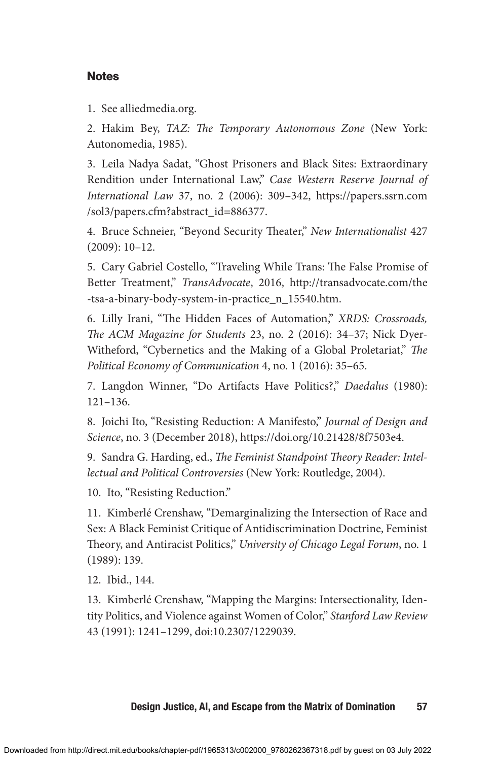## Notes

1. See alliedmedia.org.

2. Hakim Bey, *TAZ: The Temporary Autonomous Zone* (New York: Autonomedia, 1985).

3. Leila Nadya Sadat, "Ghost Prisoners and Black Sites: Extraordinary Rendition under International Law," *Case Western Reserve Journal of International Law* 37, no. 2 (2006): 309–342, https://papers.ssrn.com/sol3/papers.cfm?abstract_id=886377.

4. Bruce Schneier, "Beyond Security Theater," *New Internationalist* 427 (2009): 10–12.

5. Cary Gabriel Costello, "Traveling While Trans: The False Promise of Better Treatment," *TransAdvocate*, 2016, http://transadvocate.com/the-tsa-a-binary-body-system-in-practice_n_15540.htm.

6. Lilly Irani, "The Hidden Faces of Automation," *XRDS: Crossroads, The ACM Magazine for Students* 23, no. 2 (2016): 34–37; Nick Dyer-Witheford, "Cybernetics and the Making of a Global Proletariat," *The Political Economy of Communication* 4, no. 1 (2016): 35–65.

7. Langdon Winner, "Do Artifacts Have Politics?," *Daedalus* (1980): 121–136.

8. Joichi Ito, "Resisting Reduction: A Manifesto," *Journal of Design and Science*, no. 3 (December 2018), https://doi.org/10.21428/8f7503e4.

9. Sandra G. Harding, ed., *The Feminist Standpoint Theory Reader: Intellectual and Political Controversies* (New York: Routledge, 2004).

10. Ito, "Resisting Reduction."

11. Kimberlé Crenshaw, "Demarginalizing the Intersection of Race and Sex: A Black Feminist Critique of Antidiscrimination Doctrine, Feminist Theory, and Antiracist Politics," *University of Chicago Legal Forum*, no. 1 (1989): 139.

12. Ibid., 144.

13. Kimberlé Crenshaw, "Mapping the Margins: Intersectionality, Identity Politics, and Violence against Women of Color," *Stanford Law Review* 43 (1991): 1241–1299, doi:10.2307/1229039.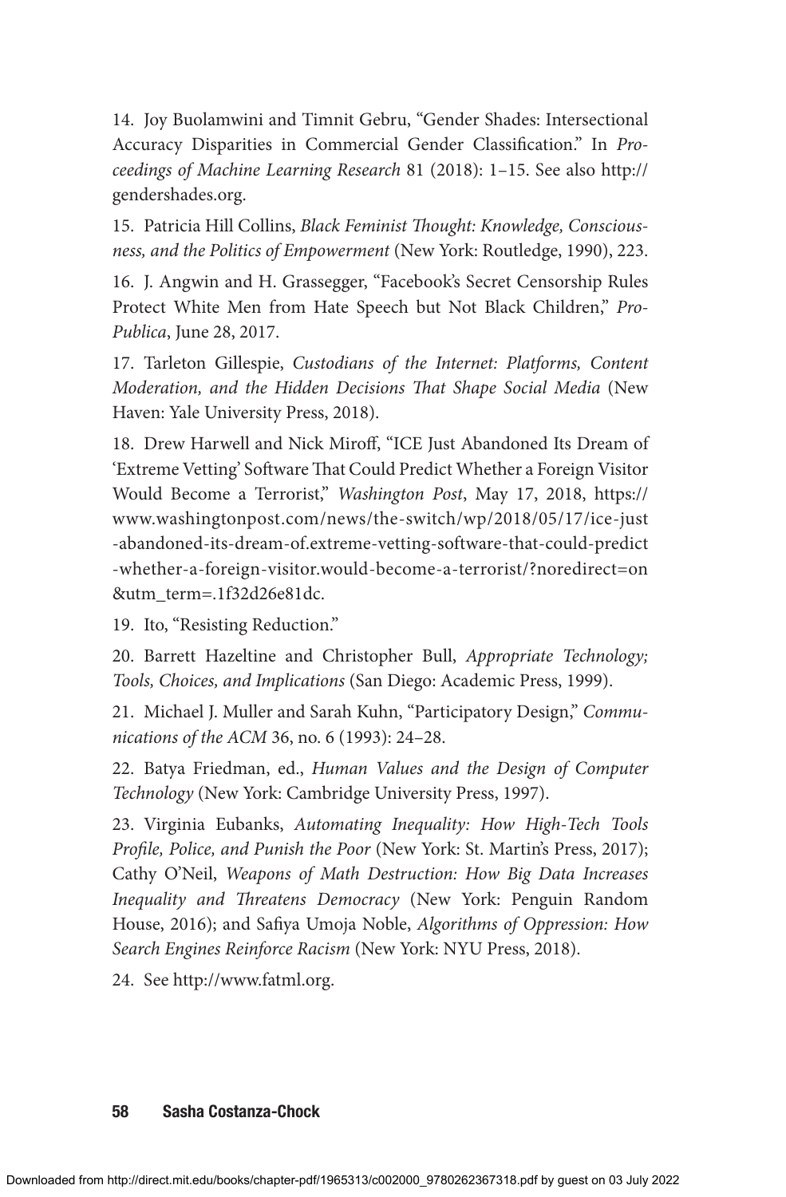14. Joy Buolamwini and Timnit Gebru, "Gender Shades: Intersectional Accuracy Disparities in Commercial Gender Classification." In *Proceedings of Machine Learning Research* 81 (2018): 1–15. See also http://gendershades.org.

15. Patricia Hill Collins, *Black Feminist Thought: Knowledge, Consciousness, and the Politics of Empowerment* (New York: Routledge, 1990), 223.

16. J. Angwin and H. Grassegger, "Facebook's Secret Censorship Rules Protect White Men from Hate Speech but Not Black Children," *ProPublica*, June 28, 2017.

17. Tarleton Gillespie, *Custodians of the Internet: Platforms, Content Moderation, and the Hidden Decisions That Shape Social Media* (New Haven: Yale University Press, 2018).

18. Drew Harwell and Nick Miroff, "ICE Just Abandoned Its Dream of 'Extreme Vetting' Software That Could Predict Whether a Foreign Visitor Would Become a Terrorist," *Washington Post*, May 17, 2018, https://www.washingtonpost.com/news/the-switch/wp/2018/05/17/ice-just-abandoned-its-dream-of.extreme-vetting-software-that-could-predict-whether-a-foreign-visitor.would-become-a-terrorist/?noredirect=on&utm_term=.1f32d26e81dc.

19. Ito, "Resisting Reduction."

20. Barrett Hazeltine and Christopher Bull, *Appropriate Technology; Tools, Choices, and Implications* (San Diego: Academic Press, 1999).

21. Michael J. Muller and Sarah Kuhn, "Participatory Design," *Communications of the ACM* 36, no. 6 (1993): 24–28.

22. Batya Friedman, ed., *Human Values and the Design of Computer Technology* (New York: Cambridge University Press, 1997).

23. Virginia Eubanks, *Automating Inequality: How High-Tech Tools Profile, Police, and Punish the Poor* (New York: St. Martin's Press, 2017); Cathy O'Neil, *Weapons of Math Destruction: How Big Data Increases Inequality and Threatens Democracy* (New York: Penguin Random House, 2016); and Safiya Umoja Noble, *Algorithms of Oppression: How Search Engines Reinforce Racism* (New York: NYU Press, 2018).

24. See http://www.fatml.org.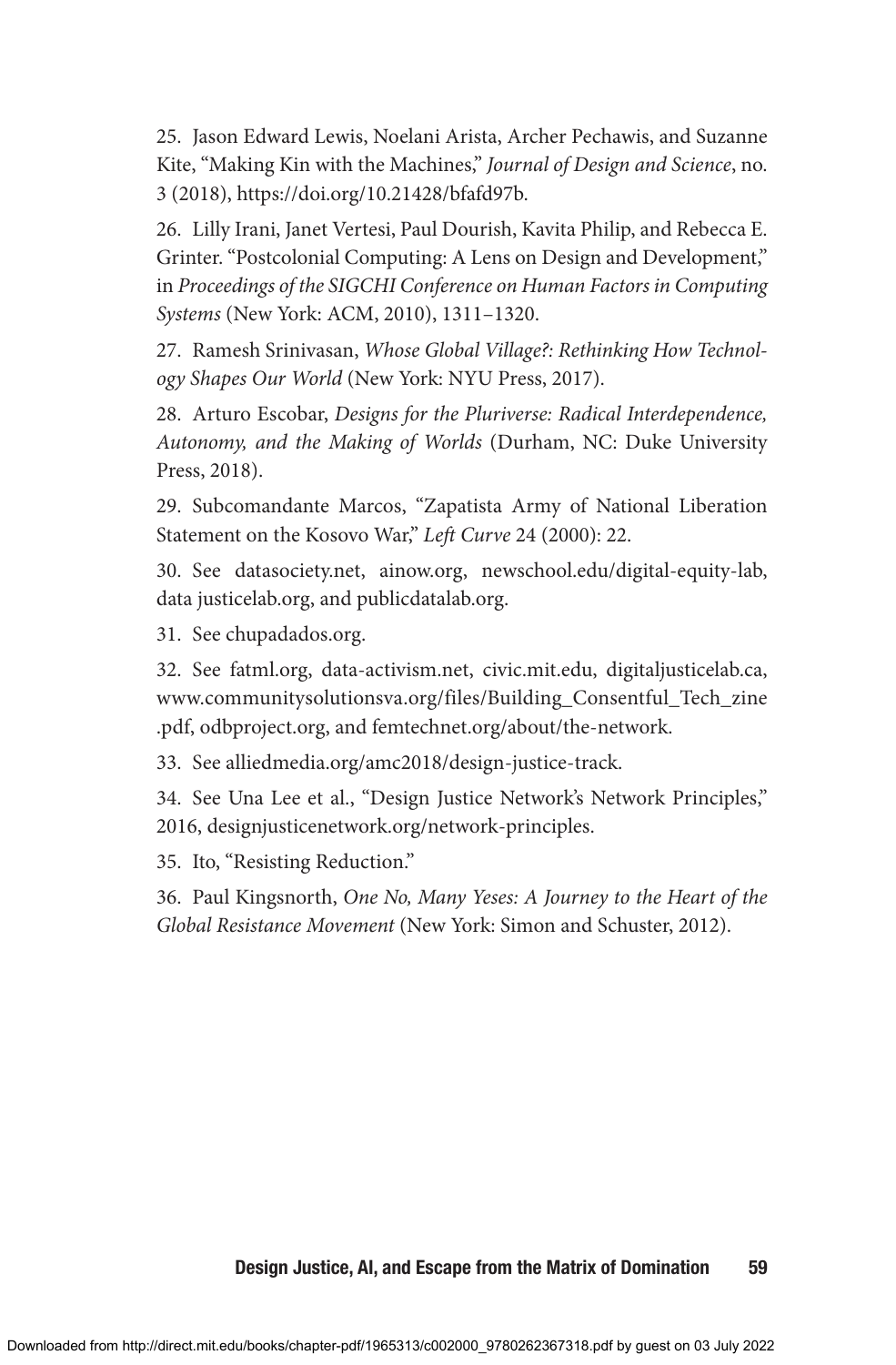25. Jason Edward Lewis, Noelani Arista, Archer Pechawis, and Suzanne Kite, "Making Kin with the Machines," *Journal of Design and Science*, no. 3 (2018), https://doi.org/10.21428/bfafd97b.

26. Lilly Irani, Janet Vertesi, Paul Dourish, Kavita Philip, and Rebecca E. Grinter. "Postcolonial Computing: A Lens on Design and Development," in *Proceedings of the SIGCHI Conference on Human Factors in Computing Systems* (New York: ACM, 2010), 1311–1320.

27. Ramesh Srinivasan, *Whose Global Village?: Rethinking How Technology Shapes Our World* (New York: NYU Press, 2017).

28. Arturo Escobar, *Designs for the Pluriverse: Radical Interdependence, Autonomy, and the Making of Worlds* (Durham, NC: Duke University Press, 2018).

29. Subcomandante Marcos, "Zapatista Army of National Liberation Statement on the Kosovo War," *Left Curve* 24 (2000): 22.

30. See datasociety.net, ainow.org, newschool.edu/digital-equity-lab, data justicelab.org, and publicdatalab.org.

31. See chupadados.org.

32. See fatml.org, data-activism.net, civic.mit.edu, digitaljusticelab.ca, www.communitysolutionsva.org/files/Building_Consentful_Tech_zine.pdf, odbproject.org, and femtechnet.org/about/the-network.

33. See alliedmedia.org/amc2018/design-justice-track.

34. See Una Lee et al., "Design Justice Network's Network Principles," 2016, designjusticenetwork.org/network-principles.

35. Ito, "Resisting Reduction."

36. Paul Kingsnorth, *One No, Many Yeses: A Journey to the Heart of the Global Resistance Movement* (New York: Simon and Schuster, 2012).